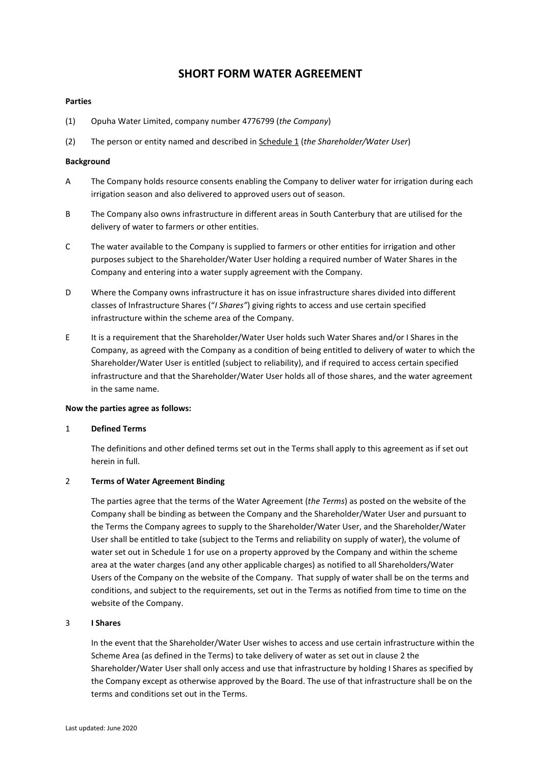# SHORT FORM WATER AGREEMENT

**Parties**

(1) Opuha Water Limited, company number 4776799 (*the Company*)

(2) The person or entity named and described in Schedule 1 (*the Shareholder/Water User*)

**Background**

A The Company holds resource consents enabling the Company to deliver water for irrigation during each irrigation season and also delivered to approved users out of season.

B The Company also owns infrastructure in different areas in South Canterbury that are utilised for the delivery of water to farmers or other entities.

C The water available to the Company is supplied to farmers or other entities for irrigation and other purposes subject to the Shareholder/Water User holding a required number of Water Shares in the Company and entering into a water supply agreement with the Company.

D Where the Company owns infrastructure it has on issue infrastructure shares divided into different classes of Infrastructure Shares ("*I Shares"*) giving rights to access and use certain specified infrastructure within the scheme area of the Company.

E It is a requirement that the Shareholder/Water User holds such Water Shares and/or I Shares in the Company, as agreed with the Company as a condition of being entitled to delivery of water to which the Shareholder/Water User is entitled (subject to reliability), and if required to access certain specified infrastructure and that the Shareholder/Water User holds all of those shares, and the water agreement in the same name.

**Now the parties agree as follows:**

1 **Defined Terms**

The definitions and other defined terms set out in the Terms shall apply to this agreement as if set out herein in full.

2 **Terms of Water Agreement Binding**

The parties agree that the terms of the Water Agreement (*the Terms*) as posted on the website of the Company shall be binding as between the Company and the Shareholder/Water User and pursuant to the Terms the Company agrees to supply to the Shareholder/Water User, and the Shareholder/Water User shall be entitled to take (subject to the Terms and reliability on supply of water), the volume of water set out in Schedule 1 for use on a property approved by the Company and within the scheme area at the water charges (and any other applicable charges) as notified to all Shareholders/Water Users of the Company on the website of the Company. That supply of water shall be on the terms and conditions, and subject to the requirements, set out in the Terms as notified from time to time on the website of the Company.

3 **I Shares**

In the event that the Shareholder/Water User wishes to access and use certain infrastructure within the Scheme Area (as defined in the Terms) to take delivery of water as set out in clause 2 the Shareholder/Water User shall only access and use that infrastructure by holding I Shares as specified by the Company except as otherwise approved by the Board. The use of that infrastructure shall be on the terms and conditions set out in the Terms.

Last updated: June 2020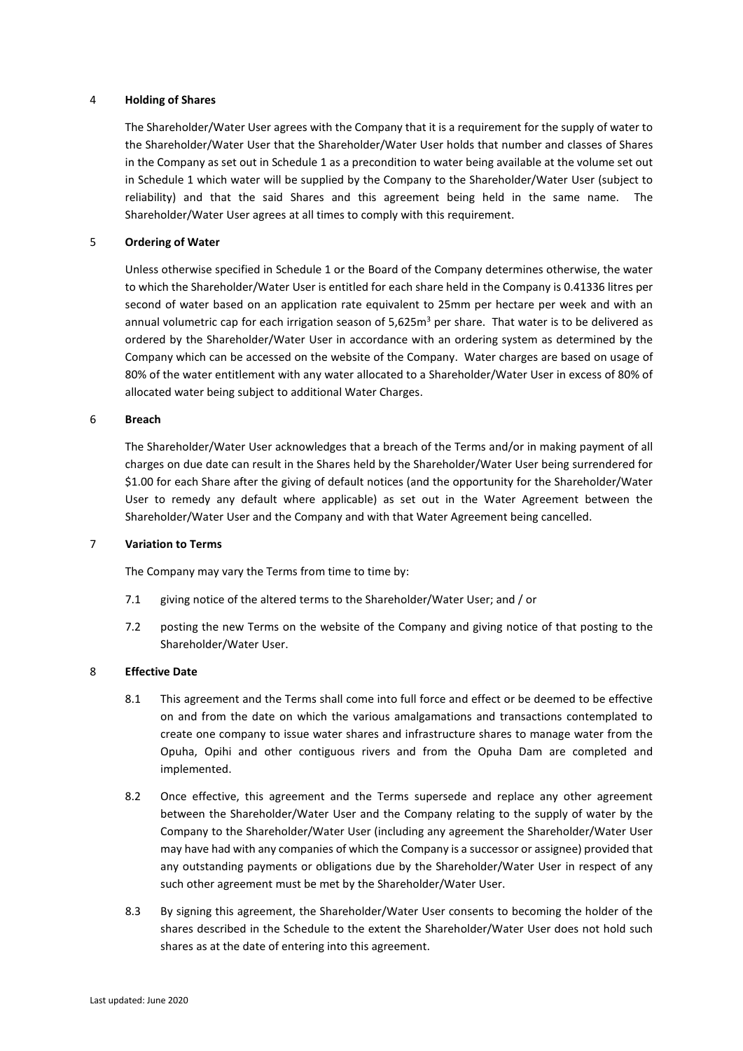## 4 Holding of Shares

The Shareholder/Water User agrees with the Company that it is a requirement for the supply of water to the Shareholder/Water User that the Shareholder/Water User holds that number and classes of Shares in the Company as set out in Schedule 1 as a precondition to water being available at the volume set out in Schedule 1 which water will be supplied by the Company to the Shareholder/Water User (subject to reliability) and that the said Shares and this agreement being held in the same name. The Shareholder/Water User agrees at all times to comply with this requirement.

## 5 Ordering of Water

Unless otherwise specified in Schedule 1 or the Board of the Company determines otherwise, the water to which the Shareholder/Water User is entitled for each share held in the Company is 0.41336 litres per second of water based on an application rate equivalent to 25mm per hectare per week and with an annual volumetric cap for each irrigation season of 5,625m$^3$ per share. That water is to be delivered as ordered by the Shareholder/Water User in accordance with an ordering system as determined by the Company which can be accessed on the website of the Company. Water charges are based on usage of 80% of the water entitlement with any water allocated to a Shareholder/Water User in excess of 80% of allocated water being subject to additional Water Charges.

## 6 Breach

The Shareholder/Water User acknowledges that a breach of the Terms and/or in making payment of all charges on due date can result in the Shares held by the Shareholder/Water User being surrendered for $1.00 for each Share after the giving of default notices (and the opportunity for the Shareholder/Water User to remedy any default where applicable) as set out in the Water Agreement between the Shareholder/Water User and the Company and with that Water Agreement being cancelled.

## 7 Variation to Terms

The Company may vary the Terms from time to time by:

7.1 giving notice of the altered terms to the Shareholder/Water User; and / or

7.2 posting the new Terms on the website of the Company and giving notice of that posting to the Shareholder/Water User.

## 8 Effective Date

8.1 This agreement and the Terms shall come into full force and effect or be deemed to be effective on and from the date on which the various amalgamations and transactions contemplated to create one company to issue water shares and infrastructure shares to manage water from the Opuha, Opihi and other contiguous rivers and from the Opuha Dam are completed and implemented.

8.2 Once effective, this agreement and the Terms supersede and replace any other agreement between the Shareholder/Water User and the Company relating to the supply of water by the Company to the Shareholder/Water User (including any agreement the Shareholder/Water User may have had with any companies of which the Company is a successor or assignee) provided that any outstanding payments or obligations due by the Shareholder/Water User in respect of any such other agreement must be met by the Shareholder/Water User.

8.3 By signing this agreement, the Shareholder/Water User consents to becoming the holder of the shares described in the Schedule to the extent the Shareholder/Water User does not hold such shares as at the date of entering into this agreement.

Last updated: June 2020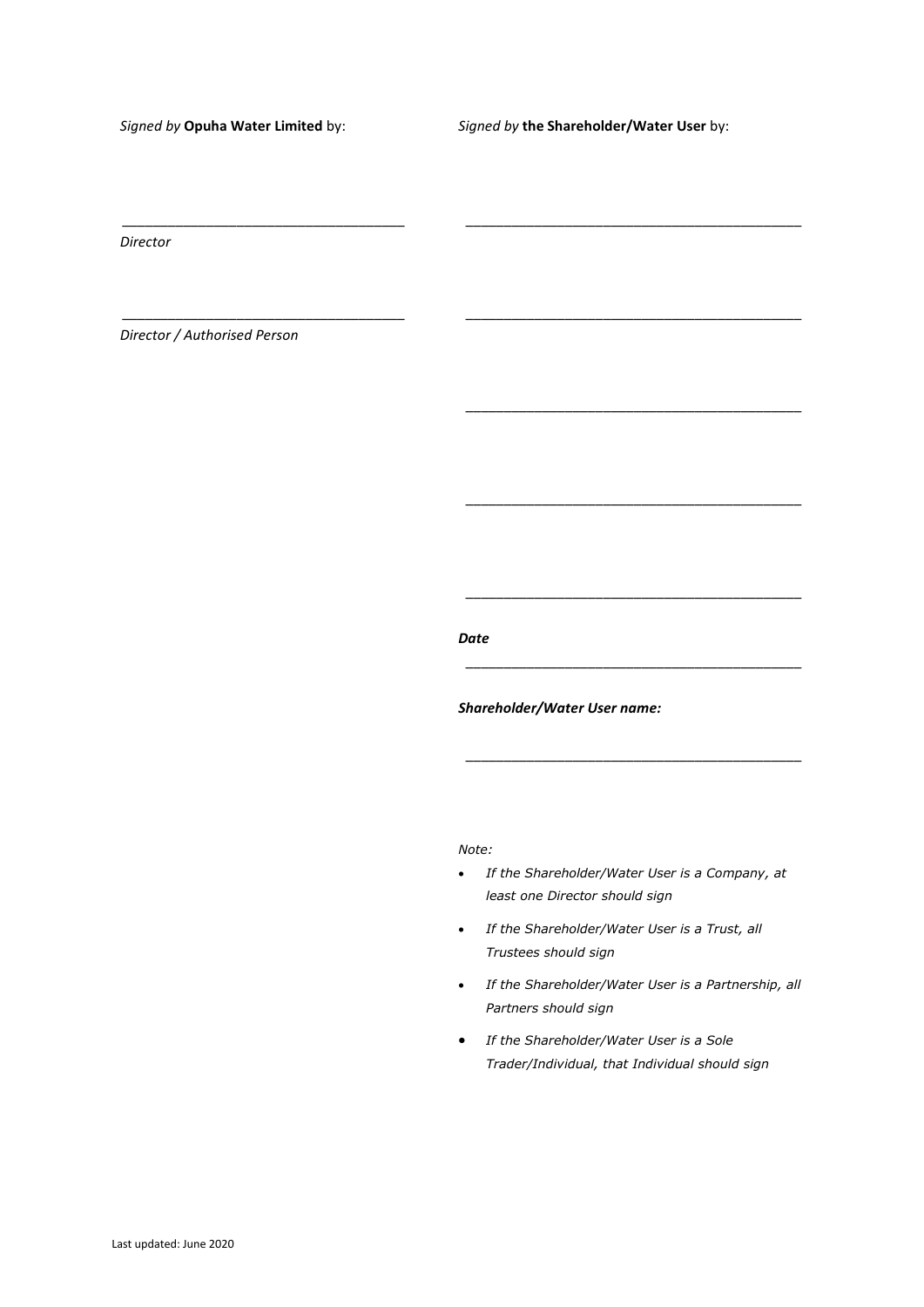*Signed by* **Opuha Water Limited** by:

\_\_\_\_\_\_\_\_\_\_\_\_\_\_\_\_\_\_\_\_\_\_\_\_\_\_\_\_\_\_\_\_\_\_\_\_

*Director*

\_\_\_\_\_\_\_\_\_\_\_\_\_\_\_\_\_\_\_\_\_\_\_\_\_\_\_\_\_\_\_\_\_\_\_\_

*Director / Authorised Person*

*Signed by* **the Shareholder/Water User** by:

\_\_\_\_\_\_\_\_\_\_\_\_\_\_\_\_\_\_\_\_\_\_\_\_\_\_\_\_\_\_\_\_\_\_\_\_\_\_\_\_\_\_\_

\_\_\_\_\_\_\_\_\_\_\_\_\_\_\_\_\_\_\_\_\_\_\_\_\_\_\_\_\_\_\_\_\_\_\_\_\_\_\_\_\_\_\_

\_\_\_\_\_\_\_\_\_\_\_\_\_\_\_\_\_\_\_\_\_\_\_\_\_\_\_\_\_\_\_\_\_\_\_\_\_\_\_\_\_\_\_

\_\_\_\_\_\_\_\_\_\_\_\_\_\_\_\_\_\_\_\_\_\_\_\_\_\_\_\_\_\_\_\_\_\_\_\_\_\_\_\_\_\_\_

\_\_\_\_\_\_\_\_\_\_\_\_\_\_\_\_\_\_\_\_\_\_\_\_\_\_\_\_\_\_\_\_\_\_\_\_\_\_\_\_\_\_\_

***Date***

\_\_\_\_\_\_\_\_\_\_\_\_\_\_\_\_\_\_\_\_\_\_\_\_\_\_\_\_\_\_\_\_\_\_\_\_\_\_\_\_\_\_\_

***Shareholder/Water User name:***

\_\_\_\_\_\_\_\_\_\_\_\_\_\_\_\_\_\_\_\_\_\_\_\_\_\_\_\_\_\_\_\_\_\_\_\_\_\_\_\_\_\_\_

*Note:*

- *If the Shareholder/Water User is a Company, at least one Director should sign*
- *If the Shareholder/Water User is a Trust, all Trustees should sign*
- *If the Shareholder/Water User is a Partnership, all Partners should sign*
- *If the Shareholder/Water User is a Sole Trader/Individual, that Individual should sign*

Last updated: June 2020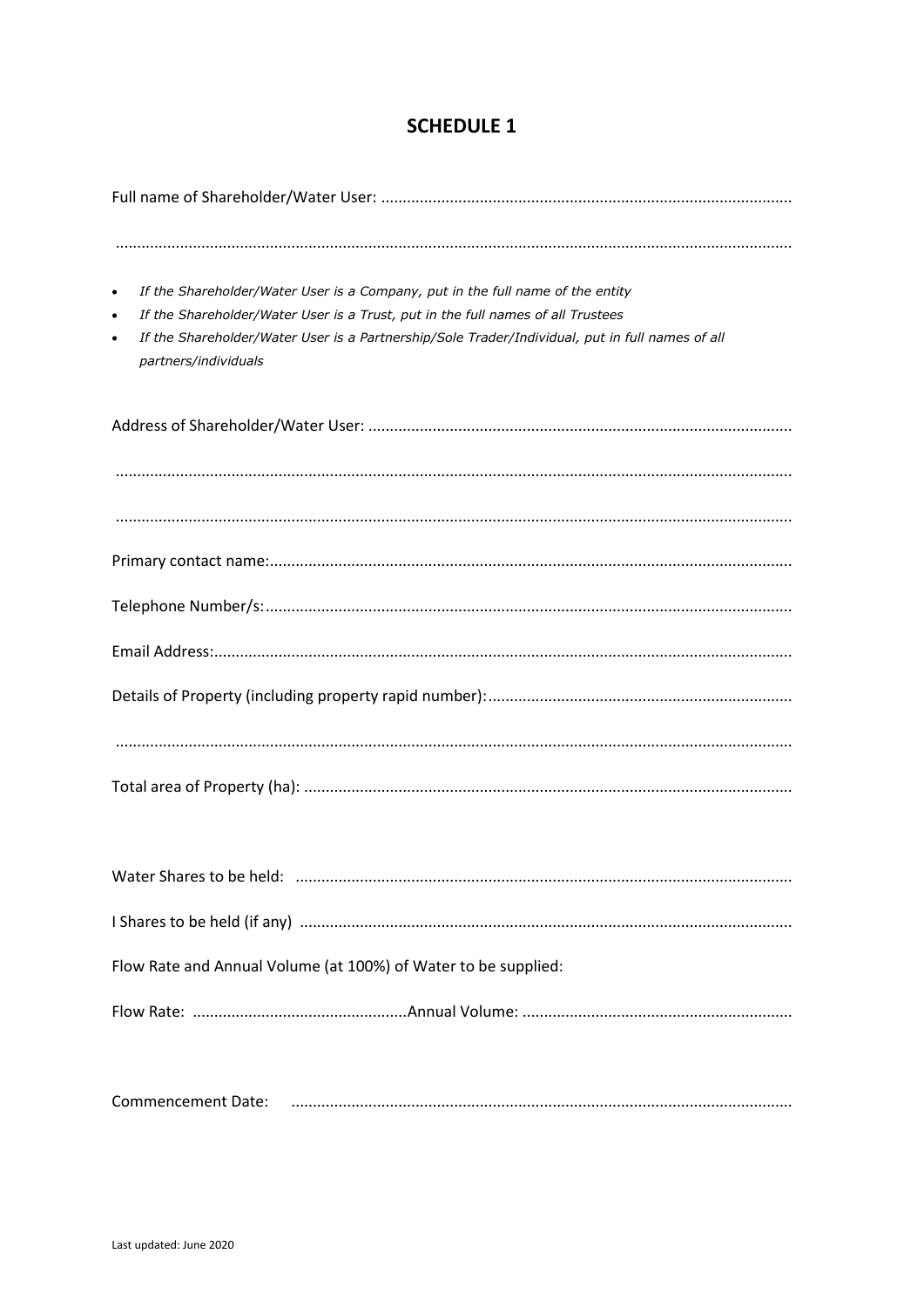# SCHEDULE 1

Full name of Shareholder/Water User: ..............................................................................................

...........................................................................................................................................................

- *If the Shareholder/Water User is a Company, put in the full name of the entity*
- *If the Shareholder/Water User is a Trust, put in the full names of all Trustees*
- *If the Shareholder/Water User is a Partnership/Sole Trader/Individual, put in full names of all partners/individuals*

Address of Shareholder/Water User: .................................................................................................

...........................................................................................................................................................

...........................................................................................................................................................

Primary contact name:........................................................................................................................

Telephone Number/s:.........................................................................................................................

Email Address:.....................................................................................................................................

Details of Property (including property rapid number):......................................................................

...........................................................................................................................................................

Total area of Property (ha): ................................................................................................................

Water Shares to be held: ..................................................................................................................

I Shares to be held (if any) ..................................................................................................................

Flow Rate and Annual Volume (at 100%) of Water to be supplied:

Flow Rate: .................................................Annual Volume: ..............................................................

Commencement Date: ...................................................................................................................

Last updated: June 2020